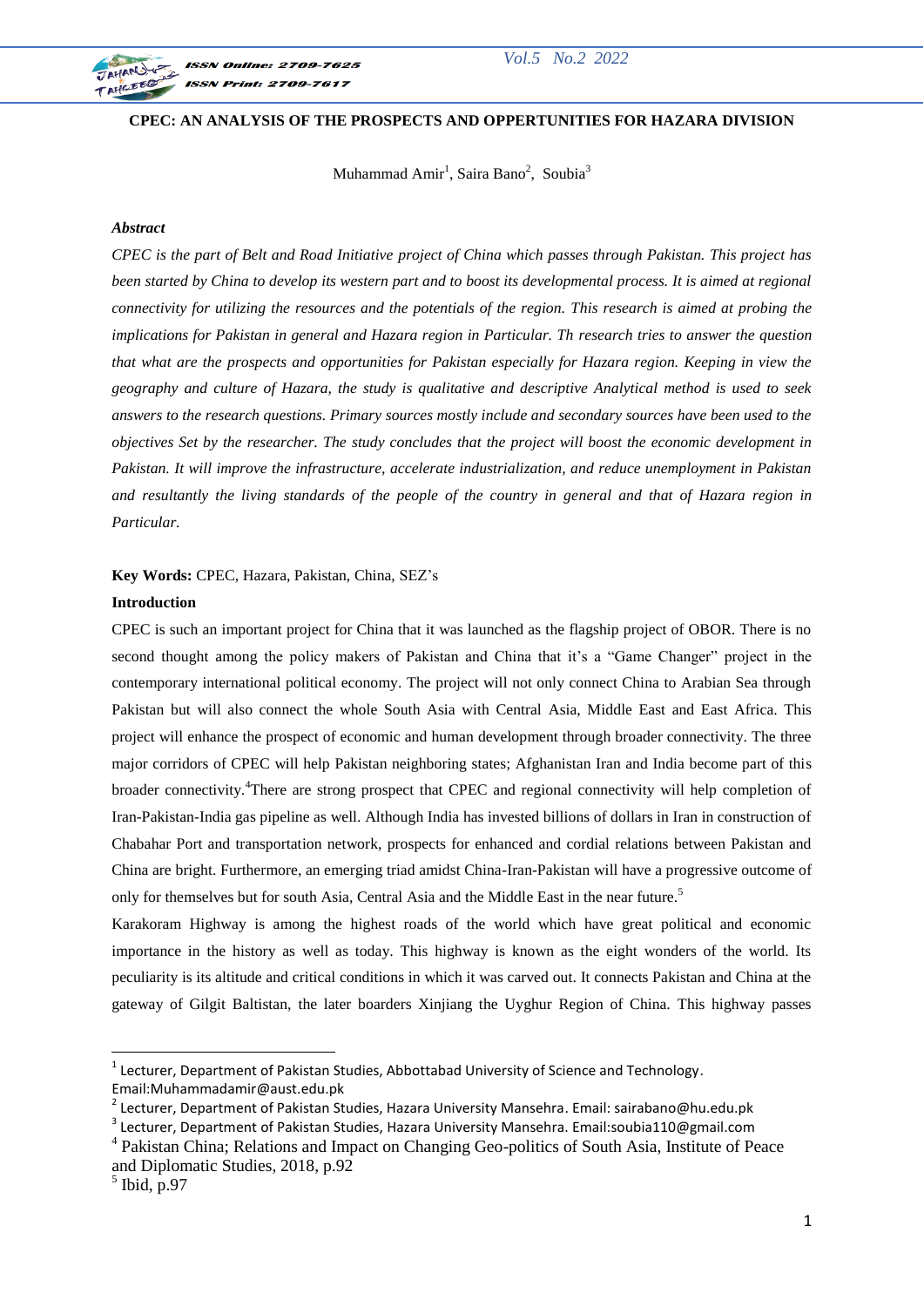**CPEC: AN ANALYSIS OF THE PROSPECTS AND OPPERTUNITIES FOR HAZARA DIVISION**

Muhammad Amir[1], Saira Bano[2], Soubia[3]

***Abstract***

*CPEC is the part of Belt and Road Initiative project of China which passes through Pakistan. This project has been started by China to develop its western part and to boost its developmental process. It is aimed at regional connectivity for utilizing the resources and the potentials of the region. This research is aimed at probing the implications for Pakistan in general and Hazara region in Particular. Th research tries to answer the question that what are the prospects and opportunities for Pakistan especially for Hazara region. Keeping in view the geography and culture of Hazara, the study is qualitative and descriptive Analytical method is used to seek answers to the research questions. Primary sources mostly include and secondary sources have been used to the objectives Set by the researcher. The study concludes that the project will boost the economic development in Pakistan. It will improve the infrastructure, accelerate industrialization, and reduce unemployment in Pakistan and resultantly the living standards of the people of the country in general and that of Hazara region in Particular.*

**Key Words:** CPEC, Hazara, Pakistan, China, SEZ's

**Introduction**

CPEC is such an important project for China that it was launched as the flagship project of OBOR. There is no second thought among the policy makers of Pakistan and China that it's a "Game Changer" project in the contemporary international political economy. The project will not only connect China to Arabian Sea through Pakistan but will also connect the whole South Asia with Central Asia, Middle East and East Africa. This project will enhance the prospect of economic and human development through broader connectivity. The three major corridors of CPEC will help Pakistan neighboring states; Afghanistan Iran and India become part of this broader connectivity.[4]There are strong prospect that CPEC and regional connectivity will help completion of Iran-Pakistan-India gas pipeline as well. Although India has invested billions of dollars in Iran in construction of Chabahar Port and transportation network, prospects for enhanced and cordial relations between Pakistan and China are bright. Furthermore, an emerging triad amidst China-Iran-Pakistan will have a progressive outcome of only for themselves but for south Asia, Central Asia and the Middle East in the near future.[5]

Karakoram Highway is among the highest roads of the world which have great political and economic importance in the history as well as today. This highway is known as the eight wonders of the world. Its peculiarity is its altitude and critical conditions in which it was carved out. It connects Pakistan and China at the gateway of Gilgit Baltistan, the later boarders Xinjiang the Uyghur Region of China. This highway passes

---

[1] Lecturer, Department of Pakistan Studies, Abbottabad University of Science and Technology. Email:Muhammadamir@aust.edu.pk

[2] Lecturer, Department of Pakistan Studies, Hazara University Mansehra. Email: sairabano@hu.edu.pk

[3] Lecturer, Department of Pakistan Studies, Hazara University Mansehra. Email:soubia110@gmail.com

[4] Pakistan China; Relations and Impact on Changing Geo-politics of South Asia, Institute of Peace and Diplomatic Studies, 2018, p.92

[5] Ibid, p.97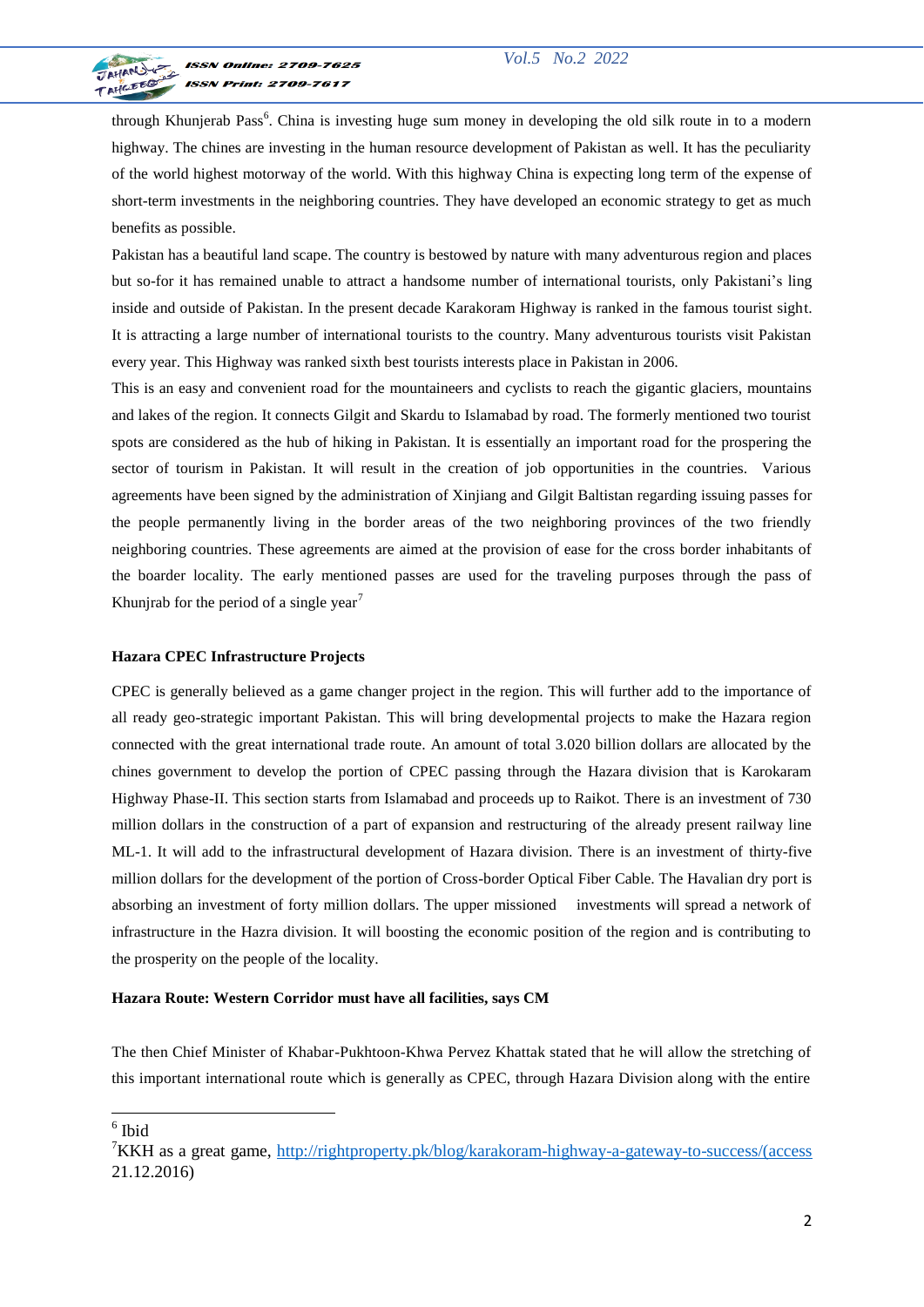through Khunjerab Pass[6]. China is investing huge sum money in developing the old silk route in to a modern highway. The chines are investing in the human resource development of Pakistan as well. It has the peculiarity of the world highest motorway of the world. With this highway China is expecting long term of the expense of short-term investments in the neighboring countries. They have developed an economic strategy to get as much benefits as possible.

Pakistan has a beautiful land scape. The country is bestowed by nature with many adventurous region and places but so-for it has remained unable to attract a handsome number of international tourists, only Pakistani's ling inside and outside of Pakistan. In the present decade Karakoram Highway is ranked in the famous tourist sight. It is attracting a large number of international tourists to the country. Many adventurous tourists visit Pakistan every year. This Highway was ranked sixth best tourists interests place in Pakistan in 2006.

This is an easy and convenient road for the mountaineers and cyclists to reach the gigantic glaciers, mountains and lakes of the region. It connects Gilgit and Skardu to Islamabad by road. The formerly mentioned two tourist spots are considered as the hub of hiking in Pakistan. It is essentially an important road for the prospering the sector of tourism in Pakistan. It will result in the creation of job opportunities in the countries. Various agreements have been signed by the administration of Xinjiang and Gilgit Baltistan regarding issuing passes for the people permanently living in the border areas of the two neighboring provinces of the two friendly neighboring countries. These agreements are aimed at the provision of ease for the cross border inhabitants of the boarder locality. The early mentioned passes are used for the traveling purposes through the pass of Khunjrab for the period of a single year[7]

**Hazara CPEC Infrastructure Projects**

CPEC is generally believed as a game changer project in the region. This will further add to the importance of all ready geo-strategic important Pakistan. This will bring developmental projects to make the Hazara region connected with the great international trade route. An amount of total 3.020 billion dollars are allocated by the chines government to develop the portion of CPEC passing through the Hazara division that is Karokaram Highway Phase-II. This section starts from Islamabad and proceeds up to Raikot. There is an investment of 730 million dollars in the construction of a part of expansion and restructuring of the already present railway line ML-1. It will add to the infrastructural development of Hazara division. There is an investment of thirty-five million dollars for the development of the portion of Cross-border Optical Fiber Cable. The Havalian dry port is absorbing an investment of forty million dollars. The upper missioned investments will spread a network of infrastructure in the Hazra division. It will boosting the economic position of the region and is contributing to the prosperity on the people of the locality.

**Hazara Route: Western Corridor must have all facilities, says CM**

The then Chief Minister of Khabar-Pukhtoon-Khwa Pervez Khattak stated that he will allow the stretching of this important international route which is generally as CPEC, through Hazara Division along with the entire

---

[6] Ibid

[7] KKH as a great game, http://rightproperty.pk/blog/karakoram-highway-a-gateway-to-success/(access 21.12.2016)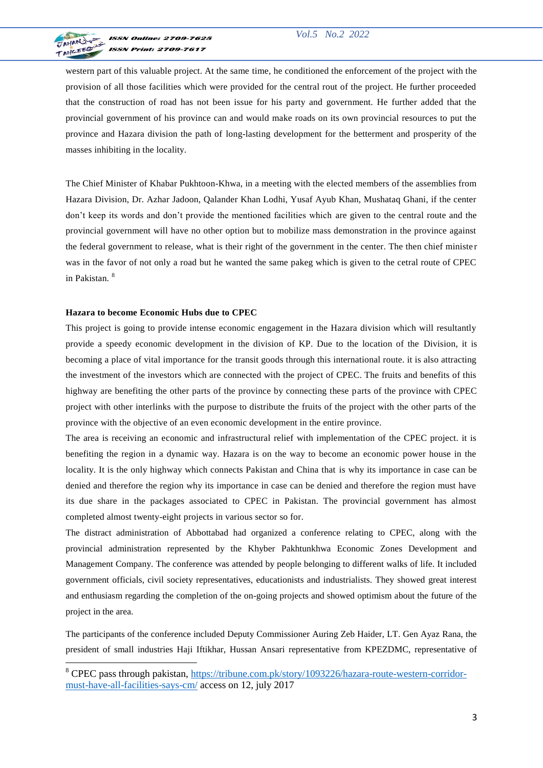western part of this valuable project. At the same time, he conditioned the enforcement of the project with the provision of all those facilities which were provided for the central rout of the project. He further proceeded that the construction of road has not been issue for his party and government. He further added that the provincial government of his province can and would make roads on its own provincial resources to put the province and Hazara division the path of long-lasting development for the betterment and prosperity of the masses inhibiting in the locality.

The Chief Minister of Khabar Pukhtoon-Khwa, in a meeting with the elected members of the assemblies from Hazara Division, Dr. Azhar Jadoon, Qalander Khan Lodhi, Yusaf Ayub Khan, Mushataq Ghani, if the center don't keep its words and don't provide the mentioned facilities which are given to the central route and the provincial government will have no other option but to mobilize mass demonstration in the province against the federal government to release, what is their right of the government in the center. The then chief minister was in the favor of not only a road but he wanted the same pakeg which is given to the cetral route of CPEC in Pakistan. [8]

**Hazara to become Economic Hubs due to CPEC**

This project is going to provide intense economic engagement in the Hazara division which will resultantly provide a speedy economic development in the division of KP. Due to the location of the Division, it is becoming a place of vital importance for the transit goods through this international route. it is also attracting the investment of the investors which are connected with the project of CPEC. The fruits and benefits of this highway are benefiting the other parts of the province by connecting these parts of the province with CPEC project with other interlinks with the purpose to distribute the fruits of the project with the other parts of the province with the objective of an even economic development in the entire province.

The area is receiving an economic and infrastructural relief with implementation of the CPEC project. it is benefiting the region in a dynamic way. Hazara is on the way to become an economic power house in the locality. It is the only highway which connects Pakistan and China that is why its importance in case can be denied and therefore the region why its importance in case can be denied and therefore the region must have its due share in the packages associated to CPEC in Pakistan. The provincial government has almost completed almost twenty-eight projects in various sector so for.

The distract administration of Abbottabad had organized a conference relating to CPEC, along with the provincial administration represented by the Khyber Pakhtunkhwa Economic Zones Development and Management Company. The conference was attended by people belonging to different walks of life. It included government officials, civil society representatives, educationists and industrialists. They showed great interest and enthusiasm regarding the completion of the on-going projects and showed optimism about the future of the project in the area.

The participants of the conference included Deputy Commissioner Auring Zeb Haider, LT. Gen Ayaz Rana, the president of small industries Haji Iftikhar, Hussan Ansari representative from KPEZDMC, representative of

---

[8] CPEC pass through pakistan, https://tribune.com.pk/story/1093226/hazara-route-western-corridor-must-have-all-facilities-says-cm/ access on 12, july 2017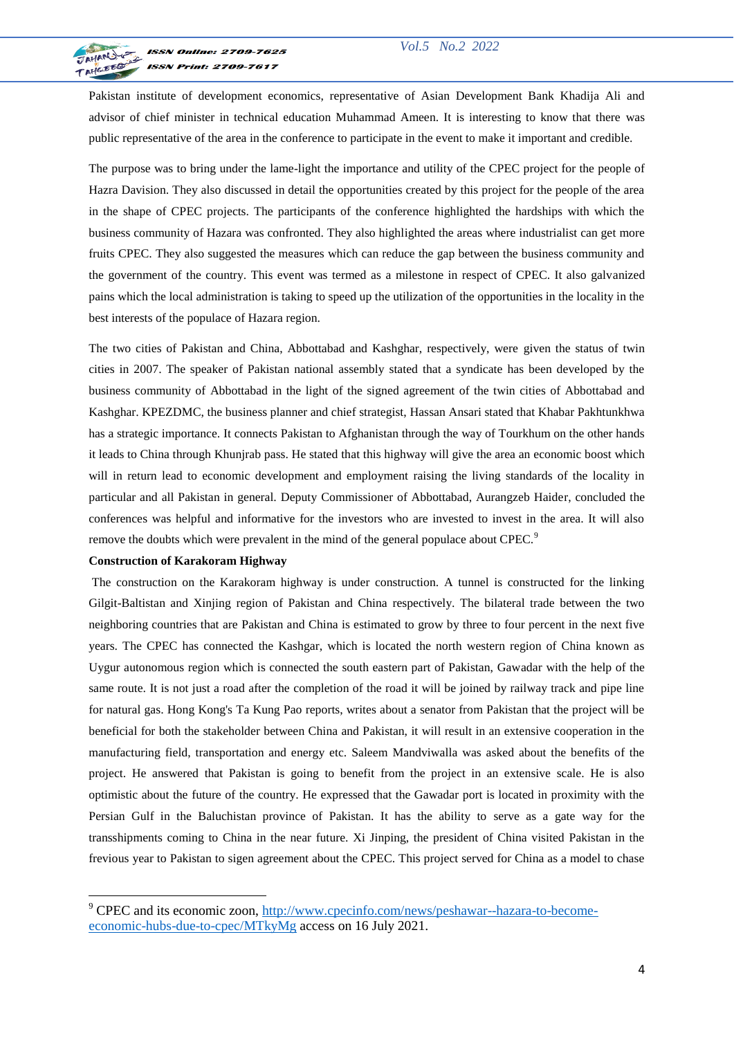Pakistan institute of development economics, representative of Asian Development Bank Khadija Ali and advisor of chief minister in technical education Muhammad Ameen. It is interesting to know that there was public representative of the area in the conference to participate in the event to make it important and credible.

The purpose was to bring under the lame-light the importance and utility of the CPEC project for the people of Hazra Davision. They also discussed in detail the opportunities created by this project for the people of the area in the shape of CPEC projects. The participants of the conference highlighted the hardships with which the business community of Hazara was confronted. They also highlighted the areas where industrialist can get more fruits CPEC. They also suggested the measures which can reduce the gap between the business community and the government of the country. This event was termed as a milestone in respect of CPEC. It also galvanized pains which the local administration is taking to speed up the utilization of the opportunities in the locality in the best interests of the populace of Hazara region.

The two cities of Pakistan and China, Abbottabad and Kashghar, respectively, were given the status of twin cities in 2007. The speaker of Pakistan national assembly stated that a syndicate has been developed by the business community of Abbottabad in the light of the signed agreement of the twin cities of Abbottabad and Kashghar. KPEZDMC, the business planner and chief strategist, Hassan Ansari stated that Khabar Pakhtunkhwa has a strategic importance. It connects Pakistan to Afghanistan through the way of Tourkhum on the other hands it leads to China through Khunjrab pass. He stated that this highway will give the area an economic boost which will in return lead to economic development and employment raising the living standards of the locality in particular and all Pakistan in general. Deputy Commissioner of Abbottabad, Aurangzeb Haider, concluded the conferences was helpful and informative for the investors who are invested to invest in the area. It will also remove the doubts which were prevalent in the mind of the general populace about CPEC.[9]

**Construction of Karakoram Highway**

The construction on the Karakoram highway is under construction. A tunnel is constructed for the linking Gilgit-Baltistan and Xinjing region of Pakistan and China respectively. The bilateral trade between the two neighboring countries that are Pakistan and China is estimated to grow by three to four percent in the next five years. The CPEC has connected the Kashgar, which is located the north western region of China known as Uygur autonomous region which is connected the south eastern part of Pakistan, Gawadar with the help of the same route. It is not just a road after the completion of the road it will be joined by railway track and pipe line for natural gas. Hong Kong's Ta Kung Pao reports, writes about a senator from Pakistan that the project will be beneficial for both the stakeholder between China and Pakistan, it will result in an extensive cooperation in the manufacturing field, transportation and energy etc. Saleem Mandviwalla was asked about the benefits of the project. He answered that Pakistan is going to benefit from the project in an extensive scale. He is also optimistic about the future of the country. He expressed that the Gawadar port is located in proximity with the Persian Gulf in the Baluchistan province of Pakistan. It has the ability to serve as a gate way for the transshipments coming to China in the near future. Xi Jinping, the president of China visited Pakistan in the frevious year to Pakistan to sigen agreement about the CPEC. This project served for China as a model to chase

---

[9] CPEC and its economic zoon, http://www.cpecinfo.com/news/peshawar--hazara-to-become-economic-hubs-due-to-cpec/MTkyMg access on 16 July 2021.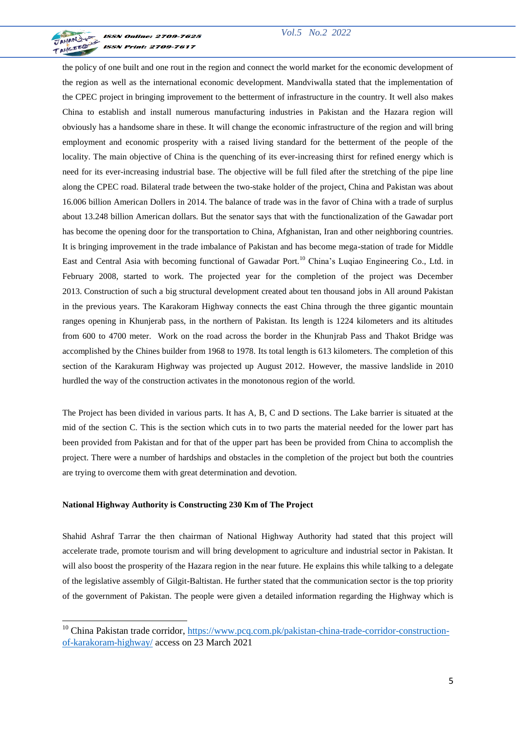the policy of one built and one rout in the region and connect the world market for the economic development of the region as well as the international economic development. Mandviwalla stated that the implementation of the CPEC project in bringing improvement to the betterment of infrastructure in the country. It well also makes China to establish and install numerous manufacturing industries in Pakistan and the Hazara region will obviously has a handsome share in these. It will change the economic infrastructure of the region and will bring employment and economic prosperity with a raised living standard for the betterment of the people of the locality. The main objective of China is the quenching of its ever-increasing thirst for refined energy which is need for its ever-increasing industrial base. The objective will be full filed after the stretching of the pipe line along the CPEC road. Bilateral trade between the two-stake holder of the project, China and Pakistan was about 16.006 billion American Dollers in 2014. The balance of trade was in the favor of China with a trade of surplus about 13.248 billion American dollars. But the senator says that with the functionalization of the Gawadar port has become the opening door for the transportation to China, Afghanistan, Iran and other neighboring countries. It is bringing improvement in the trade imbalance of Pakistan and has become mega-station of trade for Middle East and Central Asia with becoming functional of Gawadar Port.[10] China's Luqiao Engineering Co., Ltd. in February 2008, started to work. The projected year for the completion of the project was December 2013. Construction of such a big structural development created about ten thousand jobs in All around Pakistan in the previous years. The Karakoram Highway connects the east China through the three gigantic mountain ranges opening in Khunjerab pass, in the northern of Pakistan. Its length is 1224 kilometers and its altitudes from 600 to 4700 meter.  Work on the road across the border in the Khunjrab Pass and Thakot Bridge was accomplished by the Chines builder from 1968 to 1978. Its total length is 613 kilometers. The completion of this section of the Karakuram Highway was projected up August 2012. However, the massive landslide in 2010 hurdled the way of the construction activates in the monotonous region of the world.

The Project has been divided in various parts. It has A, B, C and D sections. The Lake barrier is situated at the mid of the section C. This is the section which cuts in to two parts the material needed for the lower part has been provided from Pakistan and for that of the upper part has been be provided from China to accomplish the project. There were a number of hardships and obstacles in the completion of the project but both the countries are trying to overcome them with great determination and devotion.

**National Highway Authority is Constructing 230 Km of The Project**

Shahid Ashraf Tarrar the then chairman of National Highway Authority had stated that this project will accelerate trade, promote tourism and will bring development to agriculture and industrial sector in Pakistan. It will also boost the prosperity of the Hazara region in the near future. He explains this while talking to a delegate of the legislative assembly of Gilgit-Baltistan. He further stated that the communication sector is the top priority of the government of Pakistan. The people were given a detailed information regarding the Highway which is

[10] China Pakistan trade corridor, https://www.pcq.com.pk/pakistan-china-trade-corridor-construction-of-karakoram-highway/ access on 23 March 2021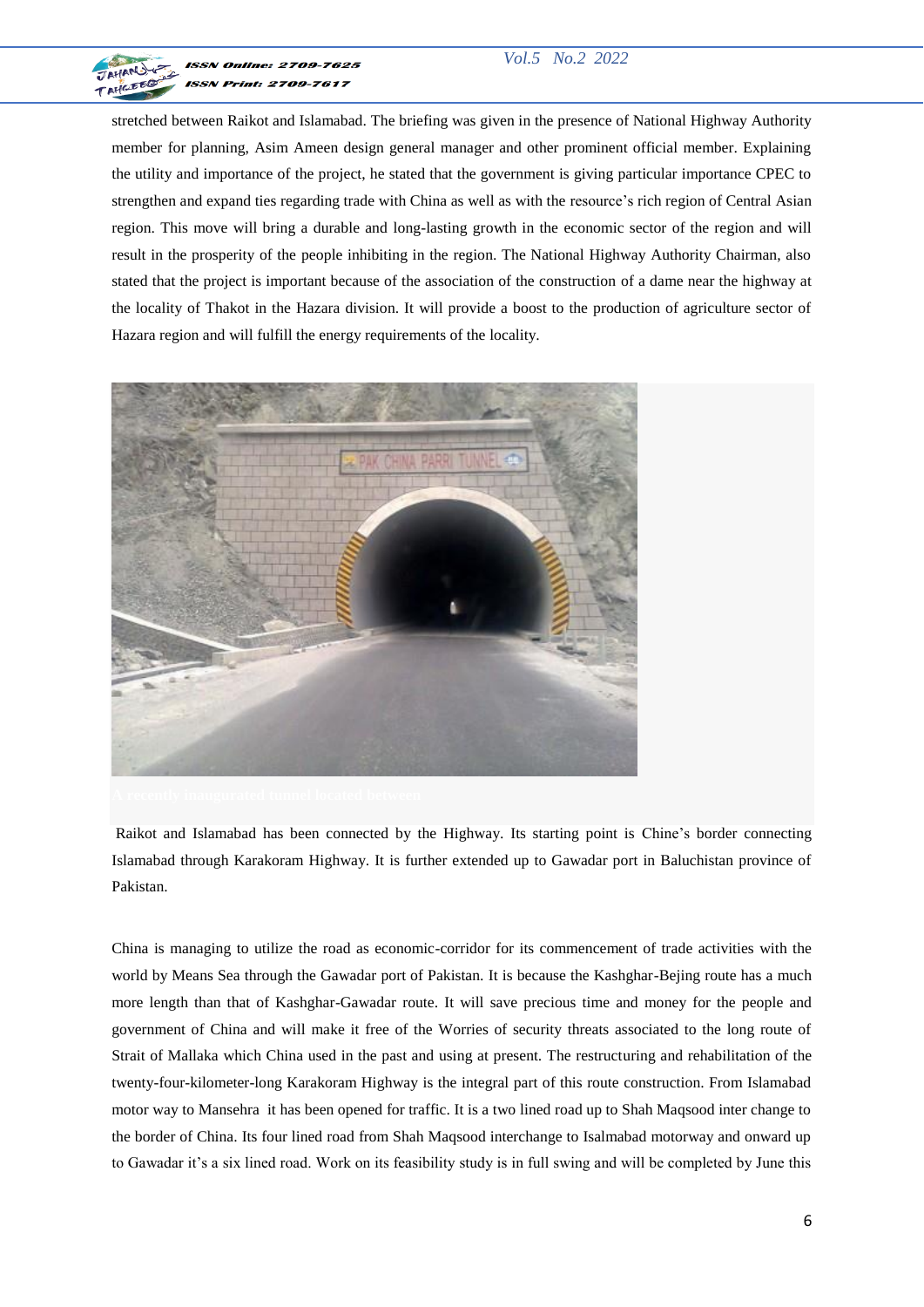stretched between Raikot and Islamabad. The briefing was given in the presence of National Highway Authority member for planning, Asim Ameen design general manager and other prominent official member. Explaining the utility and importance of the project, he stated that the government is giving particular importance CPEC to strengthen and expand ties regarding trade with China as well as with the resource's rich region of Central Asian region. This move will bring a durable and long-lasting growth in the economic sector of the region and will result in the prosperity of the people inhibiting in the region. The National Highway Authority Chairman, also stated that the project is important because of the association of the construction of a dame near the highway at the locality of Thakot in the Hazara division. It will provide a boost to the production of agriculture sector of Hazara region and will fulfill the energy requirements of the locality.

A recently inaugurated tunnel located between

Raikot and Islamabad has been connected by the Highway. Its starting point is Chine's border connecting Islamabad through Karakoram Highway. It is further extended up to Gawadar port in Baluchistan province of Pakistan.

China is managing to utilize the road as economic-corridor for its commencement of trade activities with the world by Means Sea through the Gawadar port of Pakistan. It is because the Kashghar-Bejing route has a much more length than that of Kashghar-Gawadar route. It will save precious time and money for the people and government of China and will make it free of the Worries of security threats associated to the long route of Strait of Mallaka which China used in the past and using at present. The restructuring and rehabilitation of the twenty-four-kilometer-long Karakoram Highway is the integral part of this route construction. From Islamabad motor way to Mansehra it has been opened for traffic. It is a two lined road up to Shah Maqsood inter change to the border of China. Its four lined road from Shah Maqsood interchange to Isalmabad motorway and onward up to Gawadar it's a six lined road. Work on its feasibility study is in full swing and will be completed by June this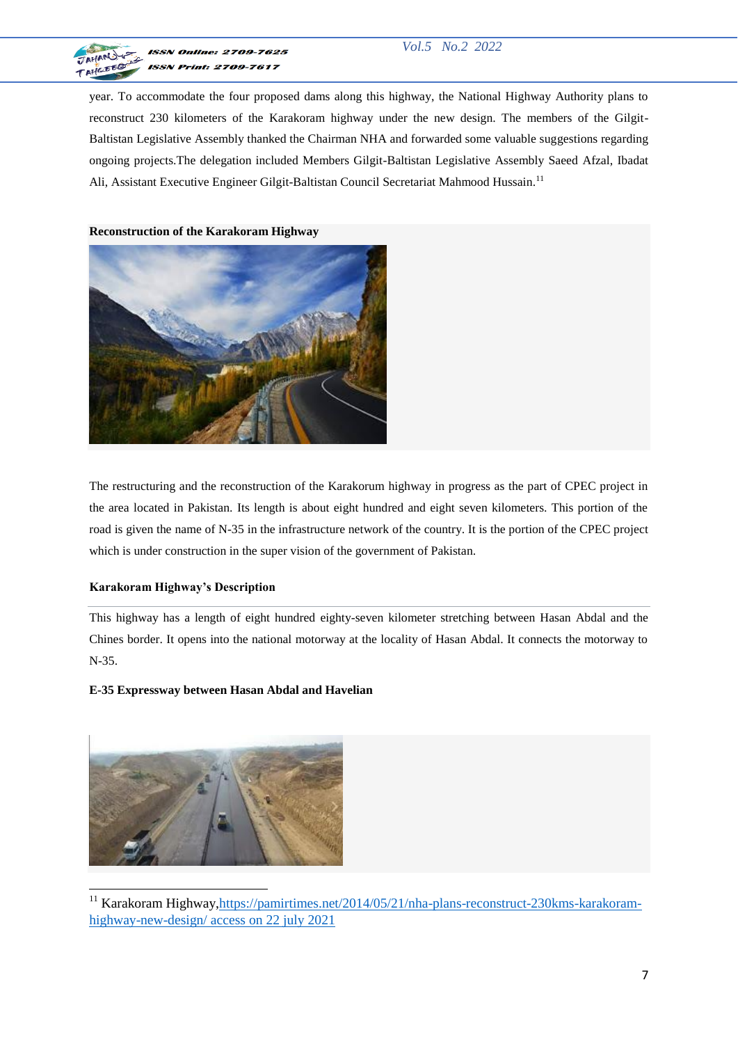year. To accommodate the four proposed dams along this highway, the National Highway Authority plans to reconstruct 230 kilometers of the Karakoram highway under the new design. The members of the Gilgit-Baltistan Legislative Assembly thanked the Chairman NHA and forwarded some valuable suggestions regarding ongoing projects.The delegation included Members Gilgit-Baltistan Legislative Assembly Saeed Afzal, Ibadat Ali, Assistant Executive Engineer Gilgit-Baltistan Council Secretariat Mahmood Hussain.[11]

**Reconstruction of the Karakoram Highway**

The restructuring and the reconstruction of the Karakorum highway in progress as the part of CPEC project in the area located in Pakistan. Its length is about eight hundred and eight seven kilometers. This portion of the road is given the name of N-35 in the infrastructure network of the country. It is the portion of the CPEC project which is under construction in the super vision of the government of Pakistan.

**Karakoram Highway's Description**

This highway has a length of eight hundred eighty-seven kilometer stretching between Hasan Abdal and the Chines border. It opens into the national motorway at the locality of Hasan Abdal. It connects the motorway to N-35.

**E-35 Expressway between Hasan Abdal and Havelian**

---

[11] Karakoram Highway,https://pamirtimes.net/2014/05/21/nha-plans-reconstruct-230kms-karakoram-highway-new-design/ access on 22 july 2021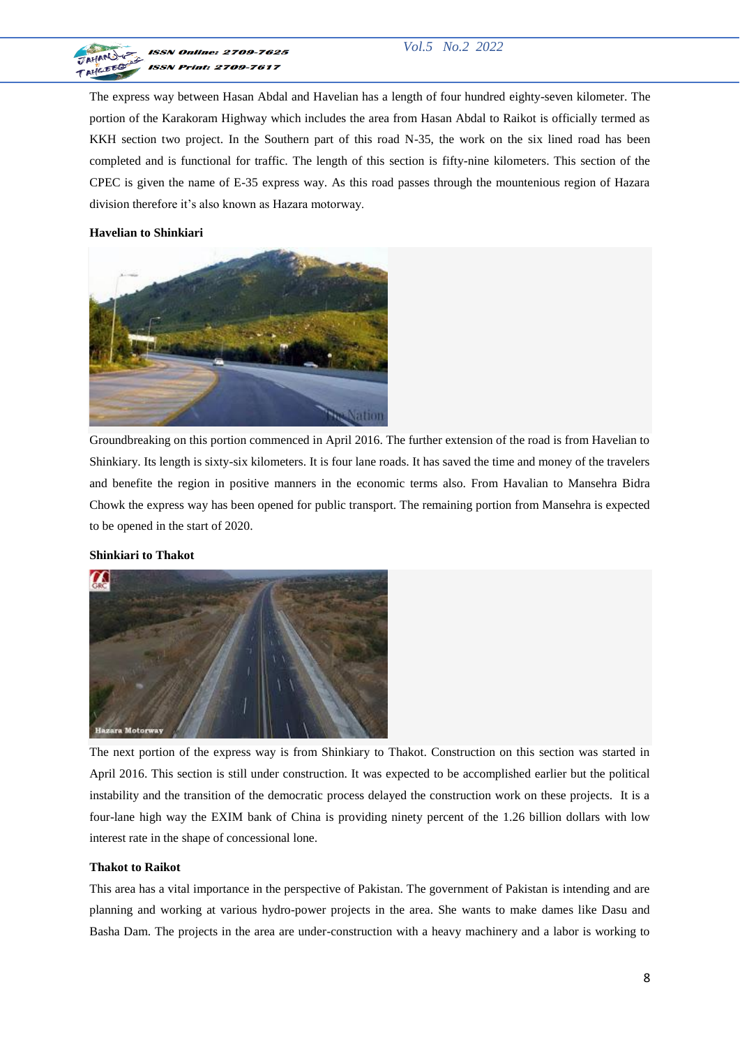The express way between Hasan Abdal and Havelian has a length of four hundred eighty-seven kilometer. The portion of the Karakoram Highway which includes the area from Hasan Abdal to Raikot is officially termed as KKH section two project. In the Southern part of this road N-35, the work on the six lined road has been completed and is functional for traffic. The length of this section is fifty-nine kilometers. This section of the CPEC is given the name of E-35 express way. As this road passes through the mountenious region of Hazara division therefore it's also known as Hazara motorway.

**Havelian to Shinkiari**

Groundbreaking on this portion commenced in April 2016. The further extension of the road is from Havelian to Shinkiary. Its length is sixty-six kilometers. It is four lane roads. It has saved the time and money of the travelers and benefite the region in positive manners in the economic terms also. From Havalian to Mansehra Bidra Chowk the express way has been opened for public transport. The remaining portion from Mansehra is expected to be opened in the start of 2020.

**Shinkiari to Thakot**

The next portion of the express way is from Shinkiary to Thakot. Construction on this section was started in April 2016. This section is still under construction. It was expected to be accomplished earlier but the political instability and the transition of the democratic process delayed the construction work on these projects. It is a four-lane high way the EXIM bank of China is providing ninety percent of the 1.26 billion dollars with low interest rate in the shape of concessional lone.

**Thakot to Raikot**

This area has a vital importance in the perspective of Pakistan. The government of Pakistan is intending and are planning and working at various hydro-power projects in the area. She wants to make dames like Dasu and Basha Dam. The projects in the area are under-construction with a heavy machinery and a labor is working to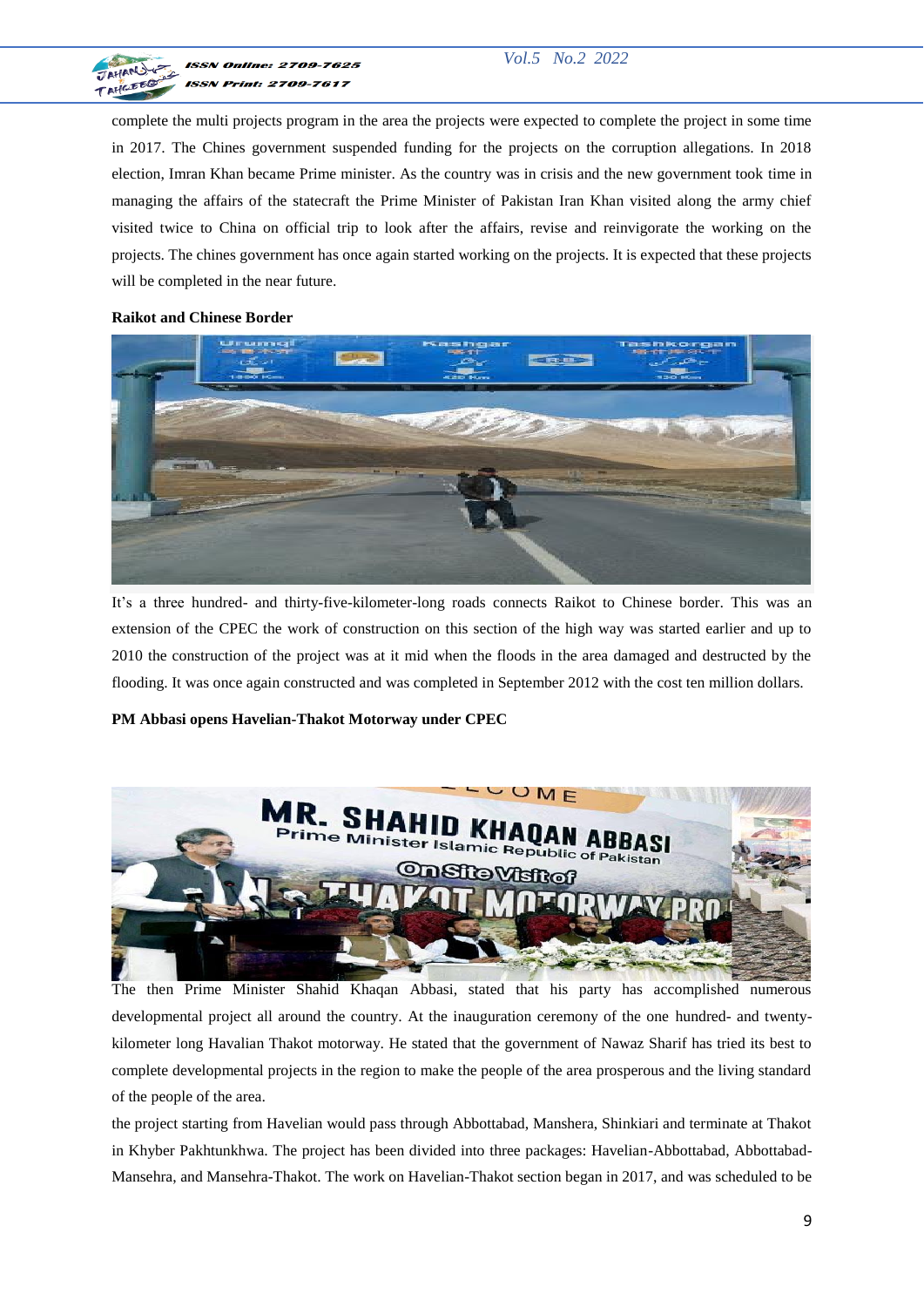complete the multi projects program in the area the projects were expected to complete the project in some time in 2017. The Chines government suspended funding for the projects on the corruption allegations. In 2018 election, Imran Khan became Prime minister. As the country was in crisis and the new government took time in managing the affairs of the statecraft the Prime Minister of Pakistan Iran Khan visited along the army chief visited twice to China on official trip to look after the affairs, revise and reinvigorate the working on the projects. The chines government has once again started working on the projects. It is expected that these projects will be completed in the near future.

**Raikot and Chinese Border**

It's a three hundred- and thirty-five-kilometer-long roads connects Raikot to Chinese border. This was an extension of the CPEC the work of construction on this section of the high way was started earlier and up to 2010 the construction of the project was at it mid when the floods in the area damaged and destructed by the flooding. It was once again constructed and was completed in September 2012 with the cost ten million dollars.

**PM Abbasi opens Havelian-Thakot Motorway under CPEC**

The then Prime Minister Shahid Khaqan Abbasi, stated that his party has accomplished numerous developmental project all around the country. At the inauguration ceremony of the one hundred- and twenty-kilometer long Havalian Thakot motorway. He stated that the government of Nawaz Sharif has tried its best to complete developmental projects in the region to make the people of the area prosperous and the living standard of the people of the area.

the project starting from Havelian would pass through Abbottabad, Manshera, Shinkiari and terminate at Thakot in Khyber Pakhtunkhwa. The project has been divided into three packages: Havelian-Abbottabad, Abbottabad-Mansehra, and Mansehra-Thakot. The work on Havelian-Thakot section began in 2017, and was scheduled to be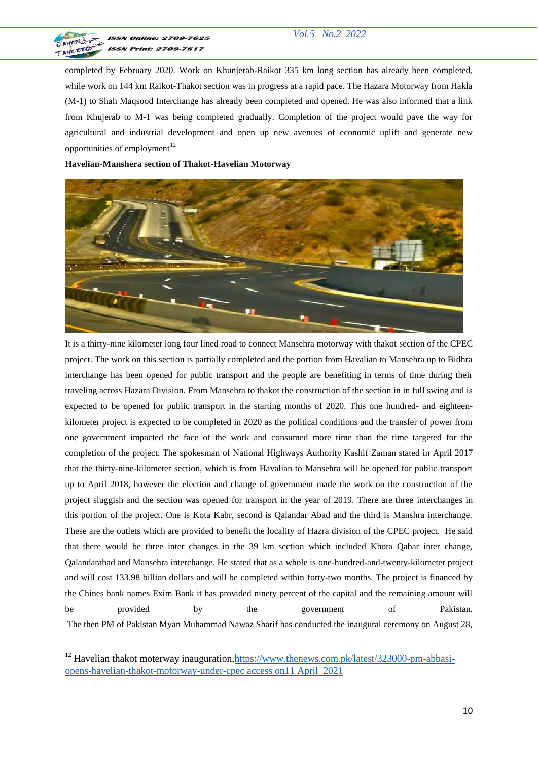completed by February 2020. Work on Khunjerab-Raikot 335 km long section has already been completed, while work on 144 km Raikot-Thakot section was in progress at a rapid pace. The Hazara Motorway from Hakla (M-1) to Shah Maqsood Interchange has already been completed and opened. He was also informed that a link from Khujerab to M-1 was being completed gradually. Completion of the project would pave the way for agricultural and industrial development and open up new avenues of economic uplift and generate new opportunities of employment[12]

**Havelian-Manshera section of Thakot-Havelian Motorway**

It is a thirty-nine kilometer long four lined road to connect Mansehra motorway with thakot section of the CPEC project. The work on this section is partially completed and the portion from Havalian to Mansehra up to Bidhra interchange has been opened for public transport and the people are benefiting in terms of time during their traveling across Hazara Division. From Mansehra to thakot the construction of the section in in full swing and is expected to be opened for public transport in the starting months of 2020. This one hundred- and eighteen-kilometer project is expected to be completed in 2020 as the political conditions and the transfer of power from one government impacted the face of the work and consumed more time than the time targeted for the completion of the project. The spokesman of National Highways Authority Kashif Zaman stated in April 2017 that the thirty-nine-kilometer section, which is from Havalian to Mansehra will be opened for public transport up to April 2018, however the election and change of government made the work on the construction of the project sluggish and the section was opened for transport in the year of 2019. There are three interchanges in this portion of the project. One is Kota Kabr, second is Qalandar Abad and the third is Manshra interchange. These are the outlets which are provided to benefit the locality of Hazra division of the CPEC project. He said that there would be three inter changes in the 39 km section which included Khota Qabar inter change, Qalandarabad and Mansehra interchange. He stated that as a whole is one-hundred-and-twenty-kilometer project and will cost 133.98 billion dollars and will be completed within forty-two months. The project is financed by the Chines bank names Exim Bank it has provided ninety percent of the capital and the remaining amount will be provided by the government of Pakistan.

The then PM of Pakistan Myan Muhammad Nawaz Sharif has conducted the inaugural ceremony on August 28,

---

[12] Havelian thakot moterway inauguration,https://www.thenews.com.pk/latest/323000-pm-abbasi-opens-havelian-thakot-motorway-under-cpec access on11 April 2021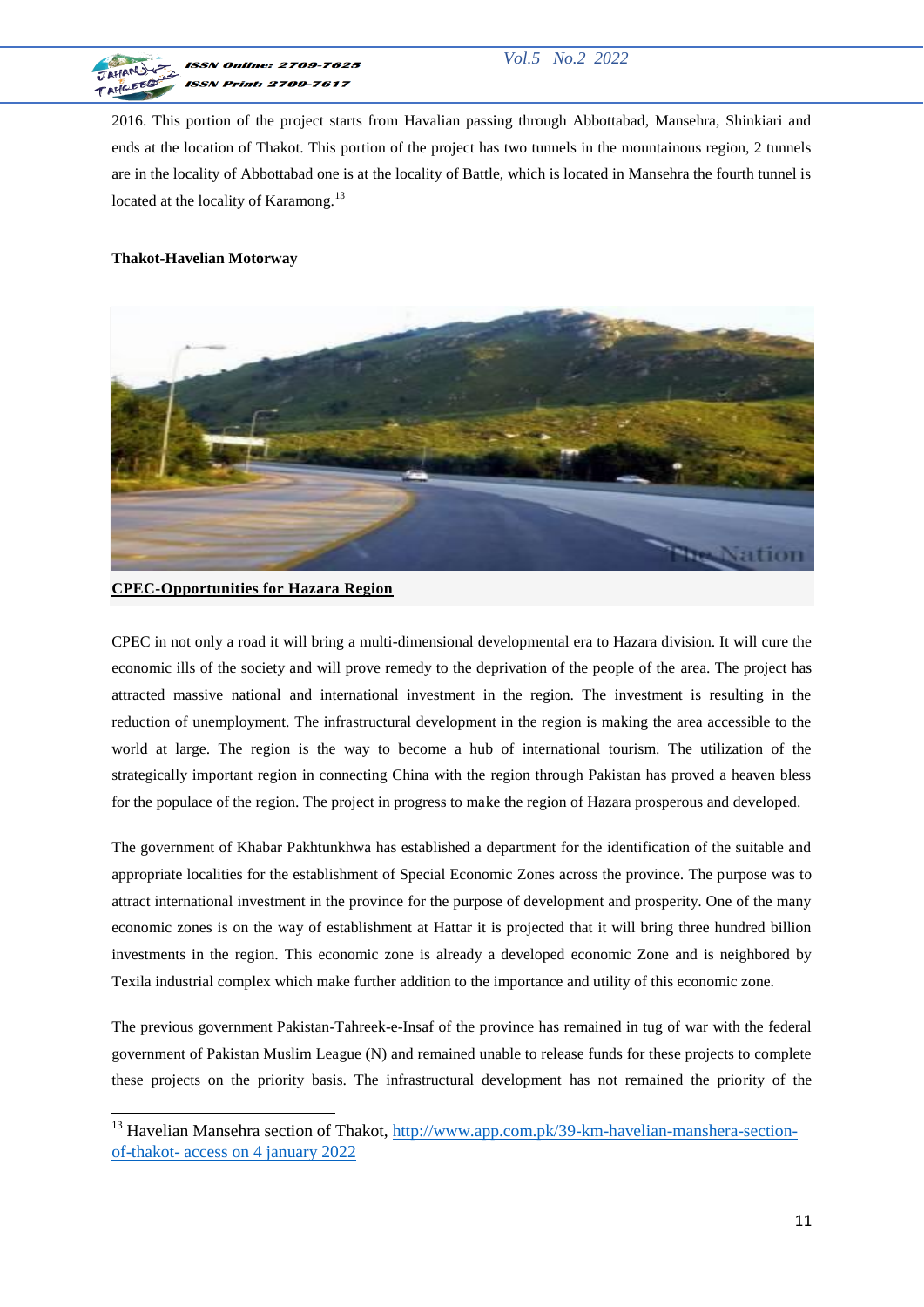2016. This portion of the project starts from Havalian passing through Abbottabad, Mansehra, Shinkiari and ends at the location of Thakot. This portion of the project has two tunnels in the mountainous region, 2 tunnels are in the locality of Abbottabad one is at the locality of Battle, which is located in Mansehra the fourth tunnel is located at the locality of Karamong.[13]

**Thakot-Havelian Motorway**

**CPEC-Opportunities for Hazara Region**

CPEC in not only a road it will bring a multi-dimensional developmental era to Hazara division. It will cure the economic ills of the society and will prove remedy to the deprivation of the people of the area. The project has attracted massive national and international investment in the region. The investment is resulting in the reduction of unemployment. The infrastructural development in the region is making the area accessible to the world at large. The region is the way to become a hub of international tourism. The utilization of the strategically important region in connecting China with the region through Pakistan has proved a heaven bless for the populace of the region. The project in progress to make the region of Hazara prosperous and developed.

The government of Khabar Pakhtunkhwa has established a department for the identification of the suitable and appropriate localities for the establishment of Special Economic Zones across the province. The purpose was to attract international investment in the province for the purpose of development and prosperity. One of the many economic zones is on the way of establishment at Hattar it is projected that it will bring three hundred billion investments in the region. This economic zone is already a developed economic Zone and is neighbored by Texila industrial complex which make further addition to the importance and utility of this economic zone.

The previous government Pakistan-Tahreek-e-Insaf of the province has remained in tug of war with the federal government of Pakistan Muslim League (N) and remained unable to release funds for these projects to complete these projects on the priority basis. The infrastructural development has not remained the priority of the

---

[13] Havelian Mansehra section of Thakot, http://www.app.com.pk/39-km-havelian-manshera-section-of-thakot- access on 4 january 2022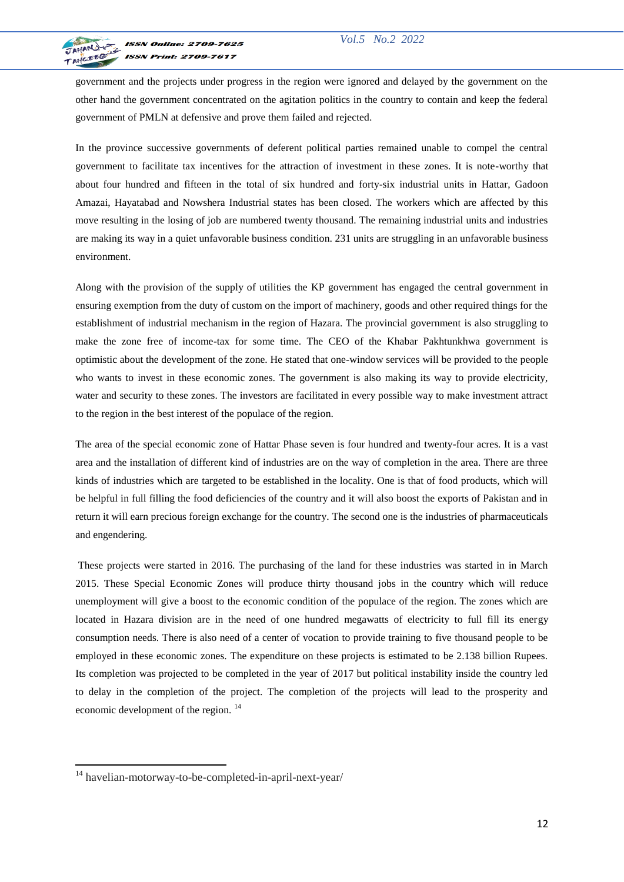government and the projects under progress in the region were ignored and delayed by the government on the other hand the government concentrated on the agitation politics in the country to contain and keep the federal government of PMLN at defensive and prove them failed and rejected.

In the province successive governments of deferent political parties remained unable to compel the central government to facilitate tax incentives for the attraction of investment in these zones. It is note-worthy that about four hundred and fifteen in the total of six hundred and forty-six industrial units in Hattar, Gadoon Amazai, Hayatabad and Nowshera Industrial states has been closed. The workers which are affected by this move resulting in the losing of job are numbered twenty thousand. The remaining industrial units and industries are making its way in a quiet unfavorable business condition. 231 units are struggling in an unfavorable business environment.

Along with the provision of the supply of utilities the KP government has engaged the central government in ensuring exemption from the duty of custom on the import of machinery, goods and other required things for the establishment of industrial mechanism in the region of Hazara. The provincial government is also struggling to make the zone free of income-tax for some time. The CEO of the Khabar Pakhtunkhwa government is optimistic about the development of the zone. He stated that one-window services will be provided to the people who wants to invest in these economic zones. The government is also making its way to provide electricity, water and security to these zones. The investors are facilitated in every possible way to make investment attract to the region in the best interest of the populace of the region.

The area of the special economic zone of Hattar Phase seven is four hundred and twenty-four acres. It is a vast area and the installation of different kind of industries are on the way of completion in the area. There are three kinds of industries which are targeted to be established in the locality. One is that of food products, which will be helpful in full filling the food deficiencies of the country and it will also boost the exports of Pakistan and in return it will earn precious foreign exchange for the country. The second one is the industries of pharmaceuticals and engendering.

These projects were started in 2016. The purchasing of the land for these industries was started in in March 2015. These Special Economic Zones will produce thirty thousand jobs in the country which will reduce unemployment will give a boost to the economic condition of the populace of the region. The zones which are located in Hazara division are in the need of one hundred megawatts of electricity to full fill its energy consumption needs. There is also need of a center of vocation to provide training to five thousand people to be employed in these economic zones. The expenditure on these projects is estimated to be 2.138 billion Rupees. Its completion was projected to be completed in the year of 2017 but political instability inside the country led to delay in the completion of the project. The completion of the projects will lead to the prosperity and economic development of the region. [14]

---

[14] havelian-motorway-to-be-completed-in-april-next-year/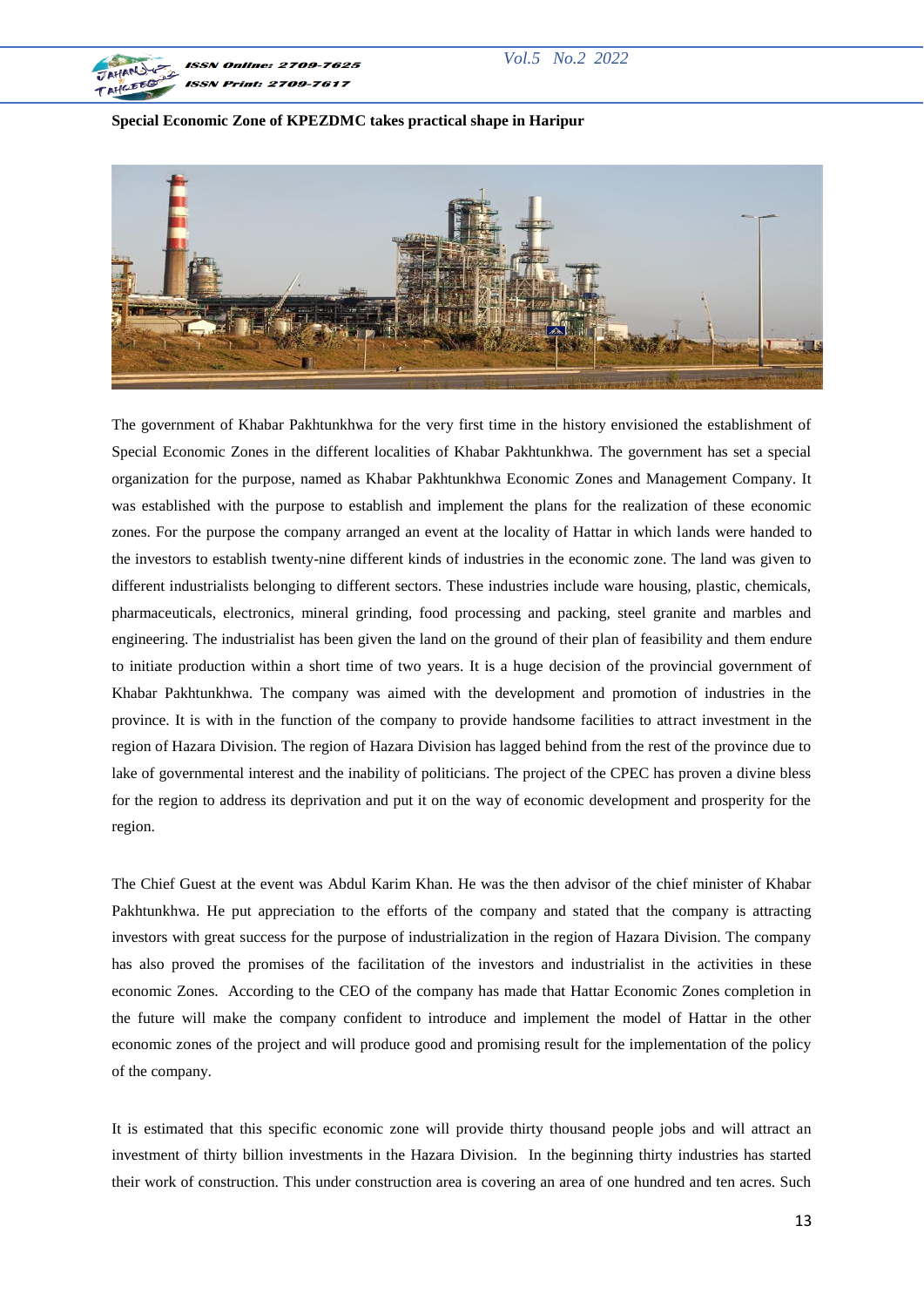**Special Economic Zone of KPEZDMC takes practical shape in Haripur**

The government of Khabar Pakhtunkhwa for the very first time in the history envisioned the establishment of Special Economic Zones in the different localities of Khabar Pakhtunkhwa. The government has set a special organization for the purpose, named as Khabar Pakhtunkhwa Economic Zones and Management Company. It was established with the purpose to establish and implement the plans for the realization of these economic zones. For the purpose the company arranged an event at the locality of Hattar in which lands were handed to the investors to establish twenty-nine different kinds of industries in the economic zone. The land was given to different industrialists belonging to different sectors. These industries include ware housing, plastic, chemicals, pharmaceuticals, electronics, mineral grinding, food processing and packing, steel granite and marbles and engineering. The industrialist has been given the land on the ground of their plan of feasibility and them endure to initiate production within a short time of two years. It is a huge decision of the provincial government of Khabar Pakhtunkhwa. The company was aimed with the development and promotion of industries in the province. It is with in the function of the company to provide handsome facilities to attract investment in the region of Hazara Division. The region of Hazara Division has lagged behind from the rest of the province due to lake of governmental interest and the inability of politicians. The project of the CPEC has proven a divine bless for the region to address its deprivation and put it on the way of economic development and prosperity for the region.

The Chief Guest at the event was Abdul Karim Khan. He was the then advisor of the chief minister of Khabar Pakhtunkhwa. He put appreciation to the efforts of the company and stated that the company is attracting investors with great success for the purpose of industrialization in the region of Hazara Division. The company has also proved the promises of the facilitation of the investors and industrialist in the activities in these economic Zones. According to the CEO of the company has made that Hattar Economic Zones completion in the future will make the company confident to introduce and implement the model of Hattar in the other economic zones of the project and will produce good and promising result for the implementation of the policy of the company.

It is estimated that this specific economic zone will provide thirty thousand people jobs and will attract an investment of thirty billion investments in the Hazara Division. In the beginning thirty industries has started their work of construction. This under construction area is covering an area of one hundred and ten acres. Such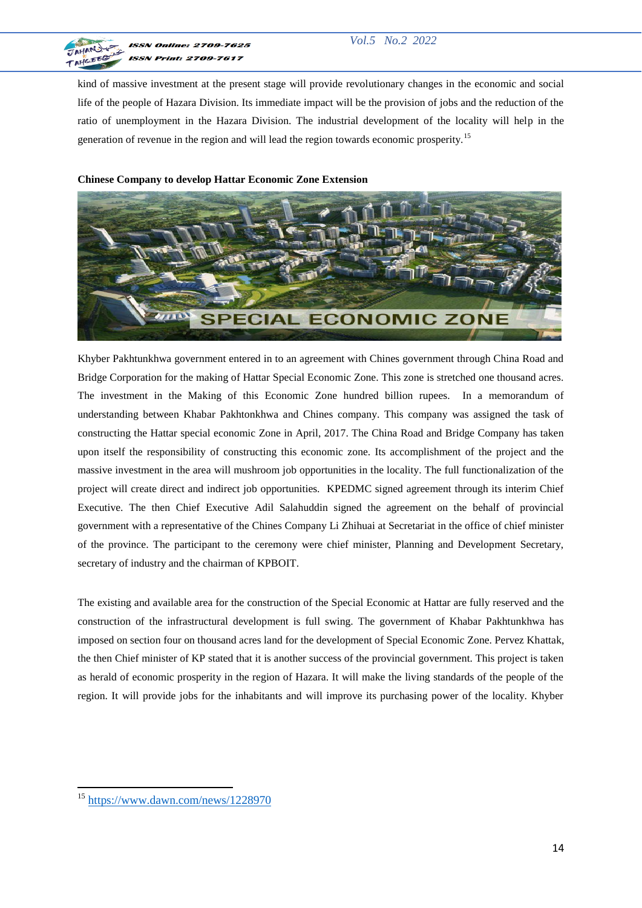kind of massive investment at the present stage will provide revolutionary changes in the economic and social life of the people of Hazara Division. Its immediate impact will be the provision of jobs and the reduction of the ratio of unemployment in the Hazara Division. The industrial development of the locality will help in the generation of revenue in the region and will lead the region towards economic prosperity.[15]

**Chinese Company to develop Hattar Economic Zone Extension**

Khyber Pakhtunkhwa government entered in to an agreement with Chines government through China Road and Bridge Corporation for the making of Hattar Special Economic Zone. This zone is stretched one thousand acres. The investment in the Making of this Economic Zone hundred billion rupees. In a memorandum of understanding between Khabar Pakhtonkhwa and Chines company. This company was assigned the task of constructing the Hattar special economic Zone in April, 2017. The China Road and Bridge Company has taken upon itself the responsibility of constructing this economic zone. Its accomplishment of the project and the massive investment in the area will mushroom job opportunities in the locality. The full functionalization of the project will create direct and indirect job opportunities. KPEDMC signed agreement through its interim Chief Executive. The then Chief Executive Adil Salahuddin signed the agreement on the behalf of provincial government with a representative of the Chines Company Li Zhihuai at Secretariat in the office of chief minister of the province. The participant to the ceremony were chief minister, Planning and Development Secretary, secretary of industry and the chairman of KPBOIT.

The existing and available area for the construction of the Special Economic at Hattar are fully reserved and the construction of the infrastructural development is full swing. The government of Khabar Pakhtunkhwa has imposed on section four on thousand acres land for the development of Special Economic Zone. Pervez Khattak, the then Chief minister of KP stated that it is another success of the provincial government. This project is taken as herald of economic prosperity in the region of Hazara. It will make the living standards of the people of the region. It will provide jobs for the inhabitants and will improve its purchasing power of the locality. Khyber

---

[15] https://www.dawn.com/news/1228970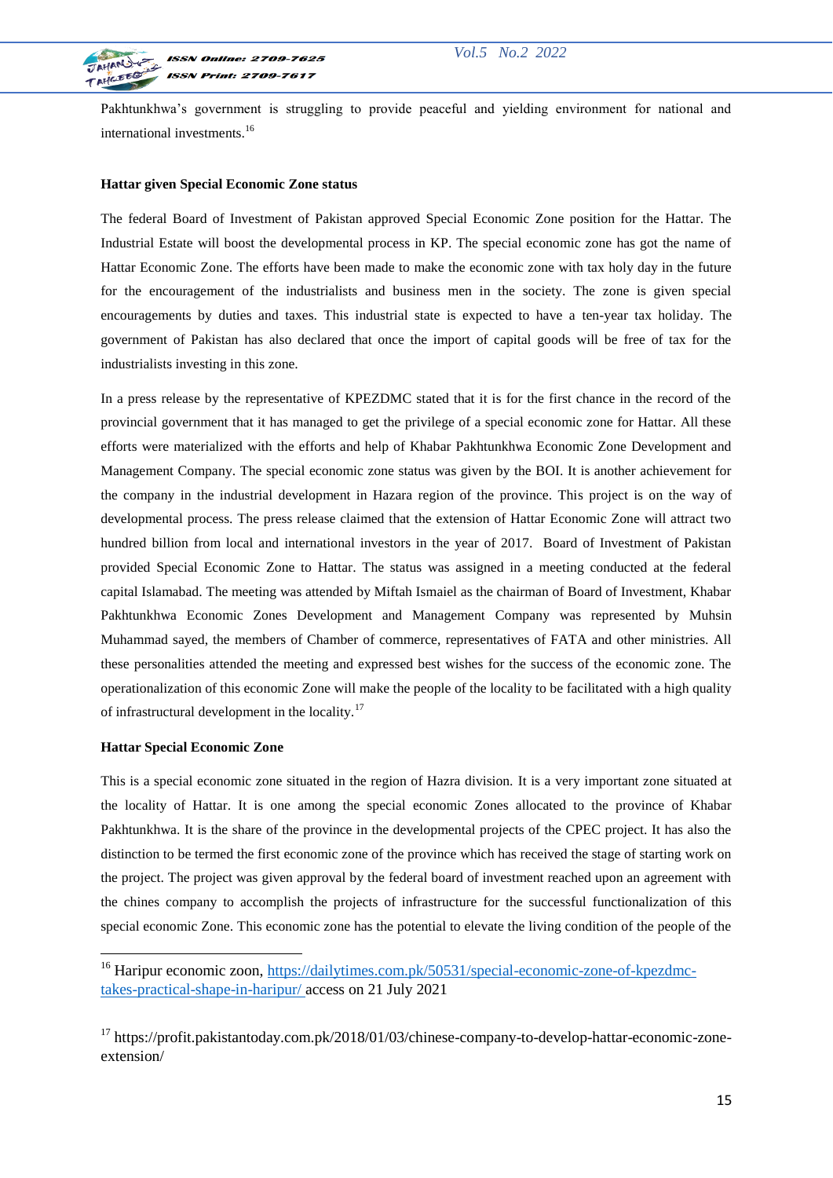Pakhtunkhwa's government is struggling to provide peaceful and yielding environment for national and international investments.[16]

**Hattar given Special Economic Zone status**

The federal Board of Investment of Pakistan approved Special Economic Zone position for the Hattar. The Industrial Estate will boost the developmental process in KP. The special economic zone has got the name of Hattar Economic Zone. The efforts have been made to make the economic zone with tax holy day in the future for the encouragement of the industrialists and business men in the society. The zone is given special encouragements by duties and taxes. This industrial state is expected to have a ten-year tax holiday. The government of Pakistan has also declared that once the import of capital goods will be free of tax for the industrialists investing in this zone.

In a press release by the representative of KPEZDMC stated that it is for the first chance in the record of the provincial government that it has managed to get the privilege of a special economic zone for Hattar. All these efforts were materialized with the efforts and help of Khabar Pakhtunkhwa Economic Zone Development and Management Company. The special economic zone status was given by the BOI. It is another achievement for the company in the industrial development in Hazara region of the province. This project is on the way of developmental process. The press release claimed that the extension of Hattar Economic Zone will attract two hundred billion from local and international investors in the year of 2017. Board of Investment of Pakistan provided Special Economic Zone to Hattar. The status was assigned in a meeting conducted at the federal capital Islamabad. The meeting was attended by Miftah Ismaiel as the chairman of Board of Investment, Khabar Pakhtunkhwa Economic Zones Development and Management Company was represented by Muhsin Muhammad sayed, the members of Chamber of commerce, representatives of FATA and other ministries. All these personalities attended the meeting and expressed best wishes for the success of the economic zone. The operationalization of this economic Zone will make the people of the locality to be facilitated with a high quality of infrastructural development in the locality.[17]

**Hattar Special Economic Zone**

This is a special economic zone situated in the region of Hazra division. It is a very important zone situated at the locality of Hattar. It is one among the special economic Zones allocated to the province of Khabar Pakhtunkhwa. It is the share of the province in the developmental projects of the CPEC project. It has also the distinction to be termed the first economic zone of the province which has received the stage of starting work on the project. The project was given approval by the federal board of investment reached upon an agreement with the chines company to accomplish the projects of infrastructure for the successful functionalization of this special economic Zone. This economic zone has the potential to elevate the living condition of the people of the

---

[16] Haripur economic zoon, https://dailytimes.com.pk/50531/special-economic-zone-of-kpezdmc-takes-practical-shape-in-haripur/ access on 21 July 2021

[17] https://profit.pakistantoday.com.pk/2018/01/03/chinese-company-to-develop-hattar-economic-zone-extension/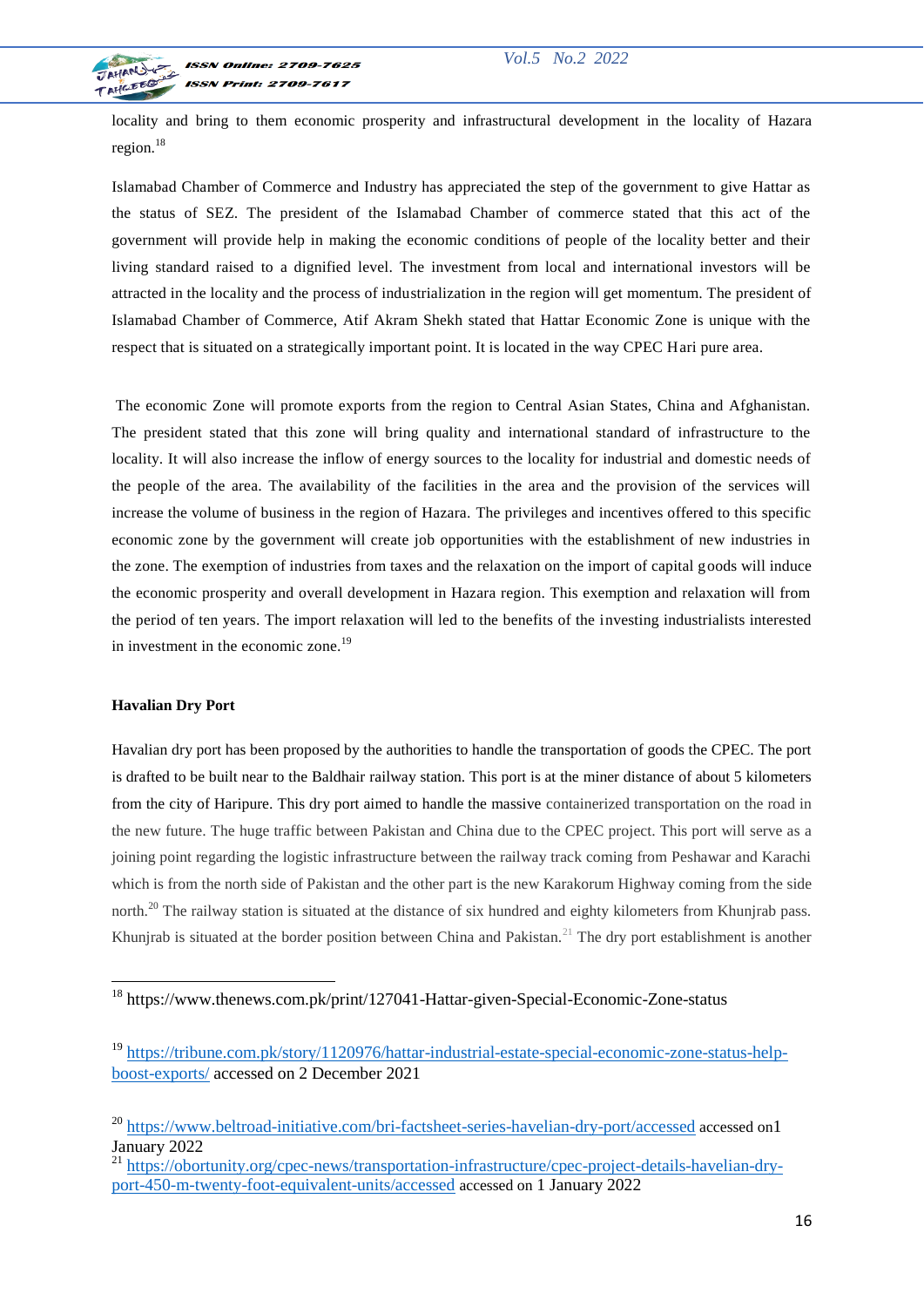locality and bring to them economic prosperity and infrastructural development in the locality of Hazara region.[18]

Islamabad Chamber of Commerce and Industry has appreciated the step of the government to give Hattar as the status of SEZ. The president of the Islamabad Chamber of commerce stated that this act of the government will provide help in making the economic conditions of people of the locality better and their living standard raised to a dignified level. The investment from local and international investors will be attracted in the locality and the process of industrialization in the region will get momentum. The president of Islamabad Chamber of Commerce, Atif Akram Shekh stated that Hattar Economic Zone is unique with the respect that is situated on a strategically important point. It is located in the way CPEC Hari pure area.

The economic Zone will promote exports from the region to Central Asian States, China and Afghanistan. The president stated that this zone will bring quality and international standard of infrastructure to the locality. It will also increase the inflow of energy sources to the locality for industrial and domestic needs of the people of the area. The availability of the facilities in the area and the provision of the services will increase the volume of business in the region of Hazara. The privileges and incentives offered to this specific economic zone by the government will create job opportunities with the establishment of new industries in the zone. The exemption of industries from taxes and the relaxation on the import of capital goods will induce the economic prosperity and overall development in Hazara region. This exemption and relaxation will from the period of ten years. The import relaxation will led to the benefits of the investing industrialists interested in investment in the economic zone.[19]

**Havalian Dry Port**

Havalian dry port has been proposed by the authorities to handle the transportation of goods the CPEC. The port is drafted to be built near to the Baldhair railway station. This port is at the miner distance of about 5 kilometers from the city of Haripure. This dry port aimed to handle the massive containerized transportation on the road in the new future. The huge traffic between Pakistan and China due to the CPEC project. This port will serve as a joining point regarding the logistic infrastructure between the railway track coming from Peshawar and Karachi which is from the north side of Pakistan and the other part is the new Karakorum Highway coming from the side north.[20] The railway station is situated at the distance of six hundred and eighty kilometers from Khunjrab pass. Khunjrab is situated at the border position between China and Pakistan.[21] The dry port establishment is another

---

[18] https://www.thenews.com.pk/print/127041-Hattar-given-Special-Economic-Zone-status

[19] https://tribune.com.pk/story/1120976/hattar-industrial-estate-special-economic-zone-status-help-boost-exports/ accessed on 2 December 2021

[20] https://www.beltroad-initiative.com/bri-factsheet-series-havelian-dry-port/accessed accessed on1 January 2022

[21] https://obortunity.org/cpec-news/transportation-infrastructure/cpec-project-details-havelian-dry-port-450-m-twenty-foot-equivalent-units/accessed accessed on 1 January 2022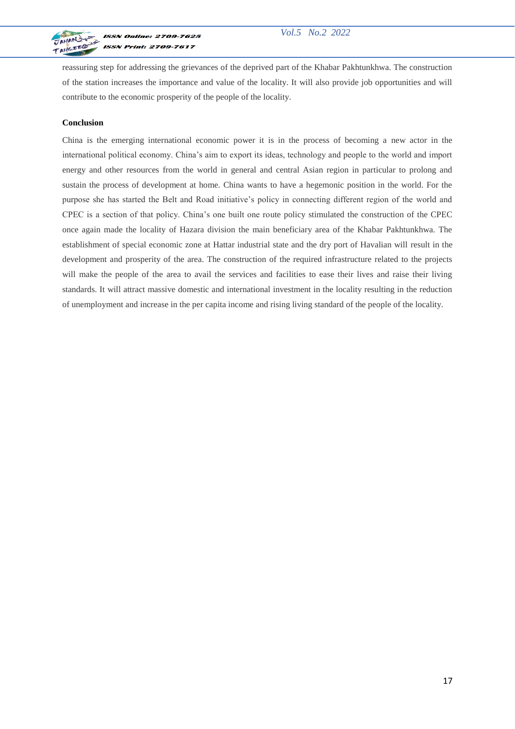reassuring step for addressing the grievances of the deprived part of the Khabar Pakhtunkhwa. The construction of the station increases the importance and value of the locality. It will also provide job opportunities and will contribute to the economic prosperity of the people of the locality.

**Conclusion**

China is the emerging international economic power it is in the process of becoming a new actor in the international political economy. China's aim to export its ideas, technology and people to the world and import energy and other resources from the world in general and central Asian region in particular to prolong and sustain the process of development at home. China wants to have a hegemonic position in the world. For the purpose she has started the Belt and Road initiative's policy in connecting different region of the world and CPEC is a section of that policy. China's one built one route policy stimulated the construction of the CPEC once again made the locality of Hazara division the main beneficiary area of the Khabar Pakhtunkhwa. The establishment of special economic zone at Hattar industrial state and the dry port of Havalian will result in the development and prosperity of the area. The construction of the required infrastructure related to the projects will make the people of the area to avail the services and facilities to ease their lives and raise their living standards. It will attract massive domestic and international investment in the locality resulting in the reduction of unemployment and increase in the per capita income and rising living standard of the people of the locality.